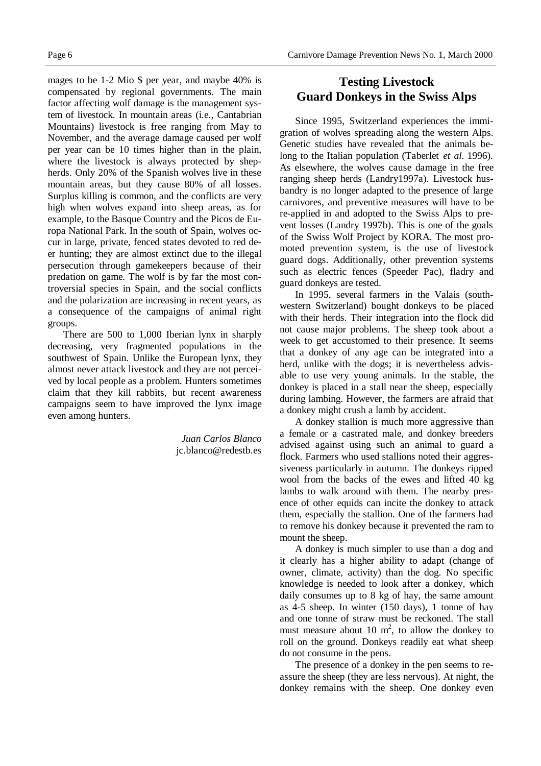mages to be 1-2 Mio $ per year, and maybe 40% is compensated by regional governments. The main factor affecting wolf damage is the management system of livestock. In mountain areas (i.e., Cantabrian Mountains) livestock is free ranging from May to November, and the average damage caused per wolf per year can be 10 times higher than in the plain, where the livestock is always protected by shepherds. Only 20% of the Spanish wolves live in these mountain areas, but they cause 80% of all losses. Surplus killing is common, and the conflicts are very high when wolves expand into sheep areas, as for example, to the Basque Country and the Picos de Europa National Park. In the south of Spain, wolves occur in large, private, fenced states devoted to red deer hunting; they are almost extinct due to the illegal persecution through gamekeepers because of their predation on game. The wolf is by far the most controversial species in Spain, and the social conflicts and the polarization are increasing in recent years, as a consequence of the campaigns of animal right groups.

There are 500 to 1,000 Iberian lynx in sharply decreasing, very fragmented populations in the southwest of Spain. Unlike the European lynx, they almost never attack livestock and they are not perceived by local people as a problem. Hunters sometimes claim that they kill rabbits, but recent awareness campaigns seem to have improved the lynx image even among hunters.

*Juan Carlos Blanco*
jc.blanco@redestb.es

## Testing Livestock Guard Donkeys in the Swiss Alps

Since 1995, Switzerland experiences the immigration of wolves spreading along the western Alps. Genetic studies have revealed that the animals belong to the Italian population (Taberlet *et al.* 1996). As elsewhere, the wolves cause damage in the free ranging sheep herds (Landry1997a). Livestock husbandry is no longer adapted to the presence of large carnivores, and preventive measures will have to be re-applied in and adopted to the Swiss Alps to prevent losses (Landry 1997b). This is one of the goals of the Swiss Wolf Project by KORA. The most promoted prevention system, is the use of livestock guard dogs. Additionally, other prevention systems such as electric fences (Speeder Pac), fladry and guard donkeys are tested.

In 1995, several farmers in the Valais (southwestern Switzerland) bought donkeys to be placed with their herds. Their integration into the flock did not cause major problems. The sheep took about a week to get accustomed to their presence. It seems that a donkey of any age can be integrated into a herd, unlike with the dogs; it is nevertheless advisable to use very young animals. In the stable, the donkey is placed in a stall near the sheep, especially during lambing. However, the farmers are afraid that a donkey might crush a lamb by accident.

A donkey stallion is much more aggressive than a female or a castrated male, and donkey breeders advised against using such an animal to guard a flock. Farmers who used stallions noted their aggressiveness particularly in autumn. The donkeys ripped wool from the backs of the ewes and lifted 40 kg lambs to walk around with them. The nearby presence of other equids can incite the donkey to attack them, especially the stallion. One of the farmers had to remove his donkey because it prevented the ram to mount the sheep.

A donkey is much simpler to use than a dog and it clearly has a higher ability to adapt (change of owner, climate, activity) than the dog. No specific knowledge is needed to look after a donkey, which daily consumes up to 8 kg of hay, the same amount as 4-5 sheep. In winter (150 days), 1 tonne of hay and one tonne of straw must be reckoned. The stall must measure about 10 $m^2$, to allow the donkey to roll on the ground. Donkeys readily eat what sheep do not consume in the pens.

The presence of a donkey in the pen seems to reassure the sheep (they are less nervous). At night, the donkey remains with the sheep. One donkey even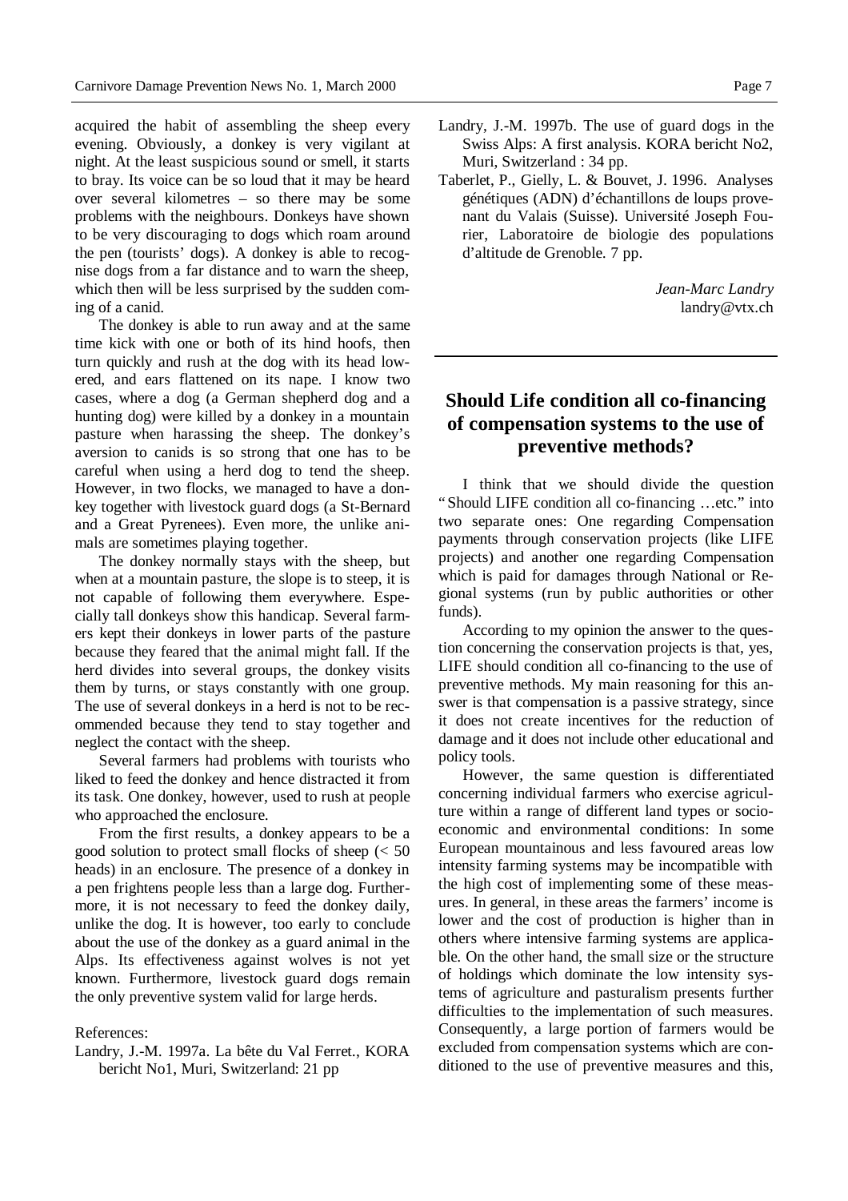acquired the habit of assembling the sheep every evening. Obviously, a donkey is very vigilant at night. At the least suspicious sound or smell, it starts to bray. Its voice can be so loud that it may be heard over several kilometres – so there may be some problems with the neighbours. Donkeys have shown to be very discouraging to dogs which roam around the pen (tourists' dogs). A donkey is able to recognise dogs from a far distance and to warn the sheep, which then will be less surprised by the sudden coming of a canid.

The donkey is able to run away and at the same time kick with one or both of its hind hoofs, then turn quickly and rush at the dog with its head lowered, and ears flattened on its nape. I know two cases, where a dog (a German shepherd dog and a hunting dog) were killed by a donkey in a mountain pasture when harassing the sheep. The donkey's aversion to canids is so strong that one has to be careful when using a herd dog to tend the sheep. However, in two flocks, we managed to have a donkey together with livestock guard dogs (a St-Bernard and a Great Pyrenees). Even more, the unlike animals are sometimes playing together.

The donkey normally stays with the sheep, but when at a mountain pasture, the slope is to steep, it is not capable of following them everywhere. Especially tall donkeys show this handicap. Several farmers kept their donkeys in lower parts of the pasture because they feared that the animal might fall. If the herd divides into several groups, the donkey visits them by turns, or stays constantly with one group. The use of several donkeys in a herd is not to be recommended because they tend to stay together and neglect the contact with the sheep.

Several farmers had problems with tourists who liked to feed the donkey and hence distracted it from its task. One donkey, however, used to rush at people who approached the enclosure.

From the first results, a donkey appears to be a good solution to protect small flocks of sheep (< 50 heads) in an enclosure. The presence of a donkey in a pen frightens people less than a large dog. Furthermore, it is not necessary to feed the donkey daily, unlike the dog. It is however, too early to conclude about the use of the donkey as a guard animal in the Alps. Its effectiveness against wolves is not yet known. Furthermore, livestock guard dogs remain the only preventive system valid for large herds.

References:

Landry, J.-M. 1997a. La bête du Val Ferret., KORA bericht No1, Muri, Switzerland: 21 pp

Landry, J.-M. 1997b. The use of guard dogs in the Swiss Alps: A first analysis. KORA bericht No2, Muri, Switzerland : 34 pp.

Taberlet, P., Gielly, L. & Bouvet, J. 1996. Analyses génétiques (ADN) d'échantillons de loups provenant du Valais (Suisse). Université Joseph Fourier, Laboratoire de biologie des populations d'altitude de Grenoble. 7 pp.

*Jean-Marc Landry*
landry@vtx.ch

## Should Life condition all co-financing of compensation systems to the use of preventive methods?

I think that we should divide the question "Should LIFE condition all co-financing …etc." into two separate ones: One regarding Compensation payments through conservation projects (like LIFE projects) and another one regarding Compensation which is paid for damages through National or Regional systems (run by public authorities or other funds).

According to my opinion the answer to the question concerning the conservation projects is that, yes, LIFE should condition all co-financing to the use of preventive methods. My main reasoning for this answer is that compensation is a passive strategy, since it does not create incentives for the reduction of damage and it does not include other educational and policy tools.

However, the same question is differentiated concerning individual farmers who exercise agriculture within a range of different land types or socio-economic and environmental conditions: In some European mountainous and less favoured areas low intensity farming systems may be incompatible with the high cost of implementing some of these measures. In general, in these areas the farmers' income is lower and the cost of production is higher than in others where intensive farming systems are applicable. On the other hand, the small size or the structure of holdings which dominate the low intensity systems of agriculture and pasturalism presents further difficulties to the implementation of such measures. Consequently, a large portion of farmers would be excluded from compensation systems which are conditioned to the use of preventive measures and this,